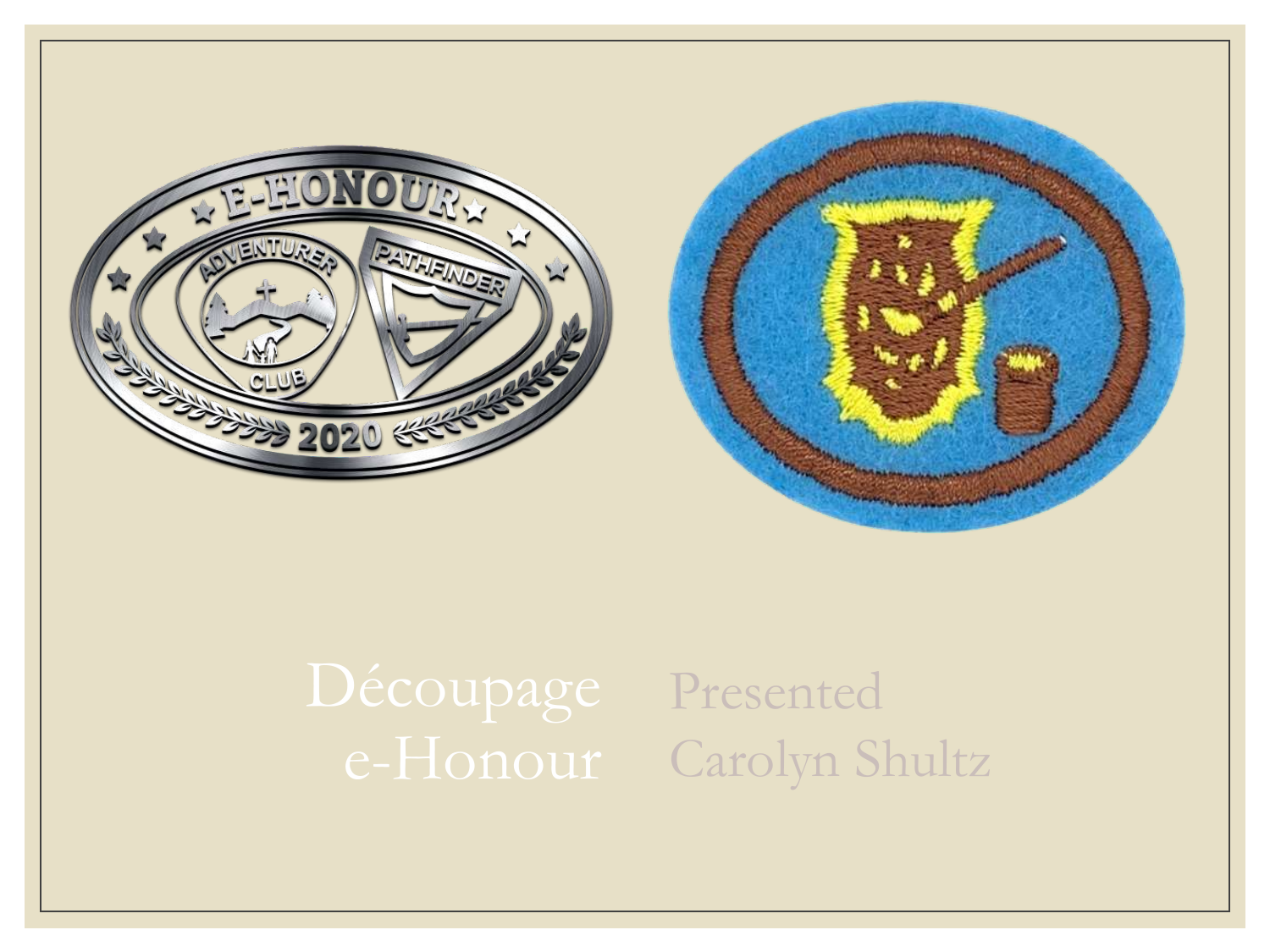# Découpage e-Honour

Presented

Carolyn Shultz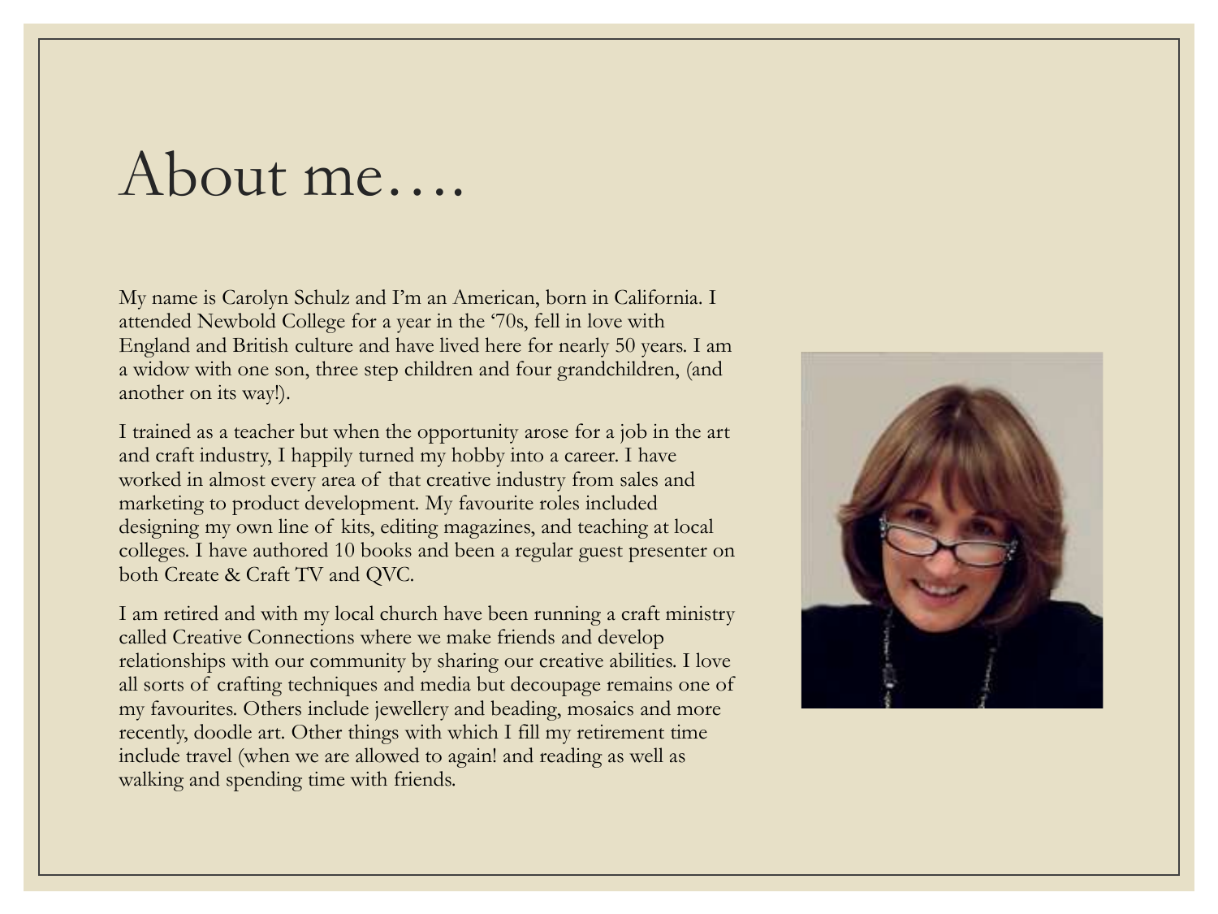# About me….

My name is Carolyn Schulz and I'm an American, born in California. I attended Newbold College for a year in the '70s, fell in love with England and British culture and have lived here for nearly 50 years. I am a widow with one son, three step children and four grandchildren, (and another on its way!).

I trained as a teacher but when the opportunity arose for a job in the art and craft industry, I happily turned my hobby into a career. I have worked in almost every area of that creative industry from sales and marketing to product development. My favourite roles included designing my own line of kits, editing magazines, and teaching at local colleges. I have authored 10 books and been a regular guest presenter on both Create & Craft TV and QVC.

I am retired and with my local church have been running a craft ministry called Creative Connections where we make friends and develop relationships with our community by sharing our creative abilities. I love all sorts of crafting techniques and media but decoupage remains one of my favourites. Others include jewellery and beading, mosaics and more recently, doodle art. Other things with which I fill my retirement time include travel (when we are allowed to again! and reading as well as walking and spending time with friends.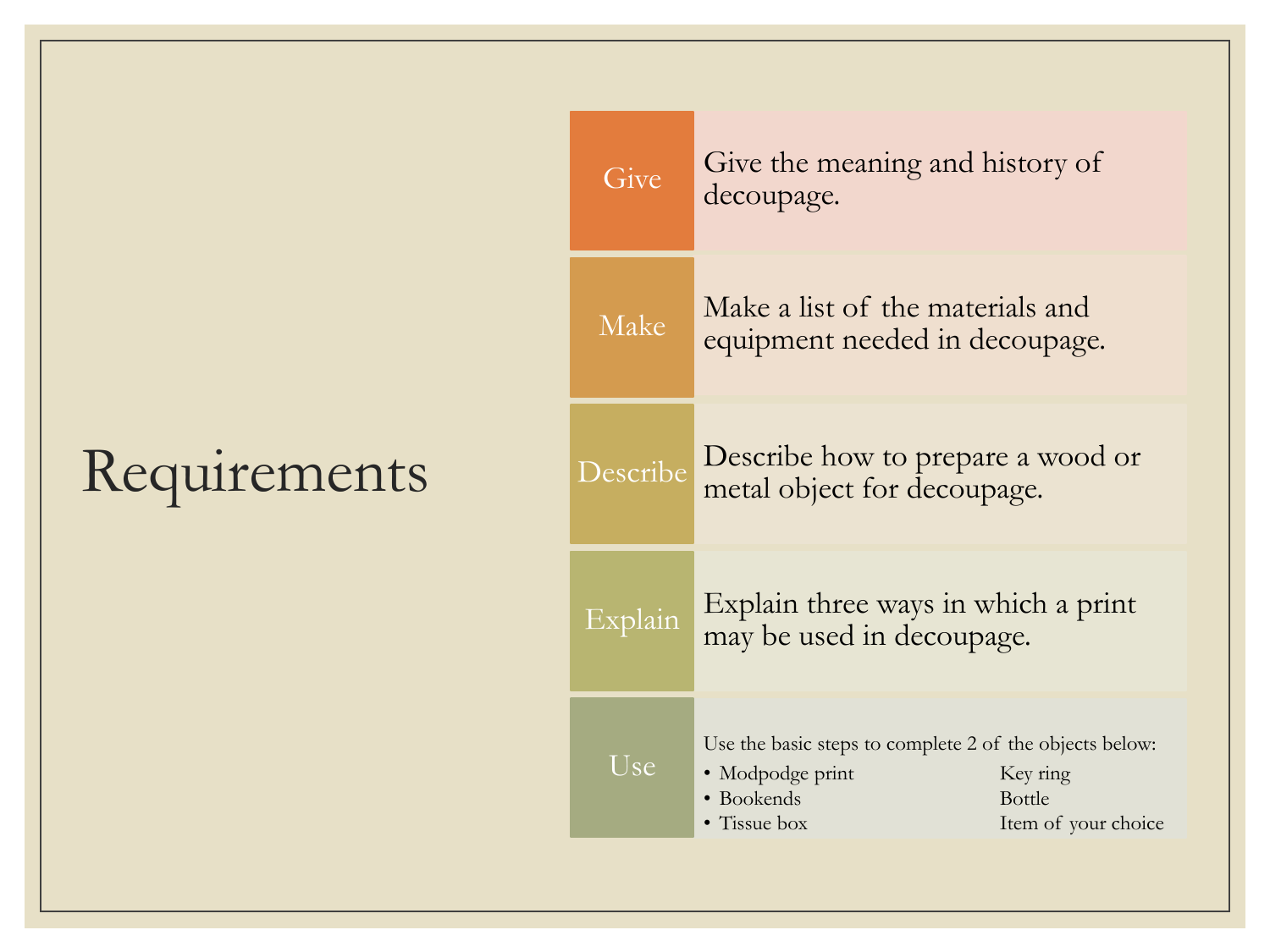# Requirements

- **Give**: Give the meaning and history of decoupage.
- **Make**: Make a list of the materials and equipment needed in decoupage.
- **Describe**: Describe how to prepare a wood or metal object for decoupage.
- **Explain**: Explain three ways in which a print may be used in decoupage.
- **Use**: Use the basic steps to complete 2 of the objects below:
  - Modpodge print
  - Bookends
  - Tissue box
  - Key ring
  - Bottle
  - Item of your choice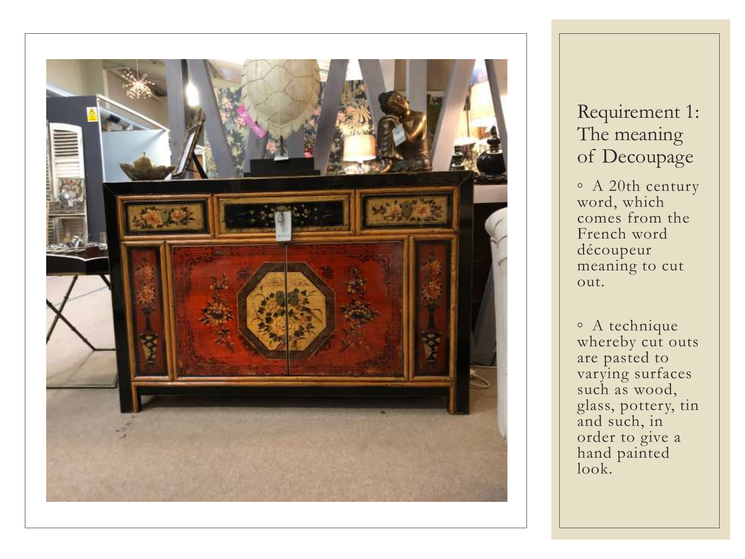## Requirement 1: The meaning of Decoupage

- A 20th century word, which comes from the French word découpeur meaning to cut out.
- A technique whereby cut outs are pasted to varying surfaces such as wood, glass, pottery, tin and such, in order to give a hand painted look.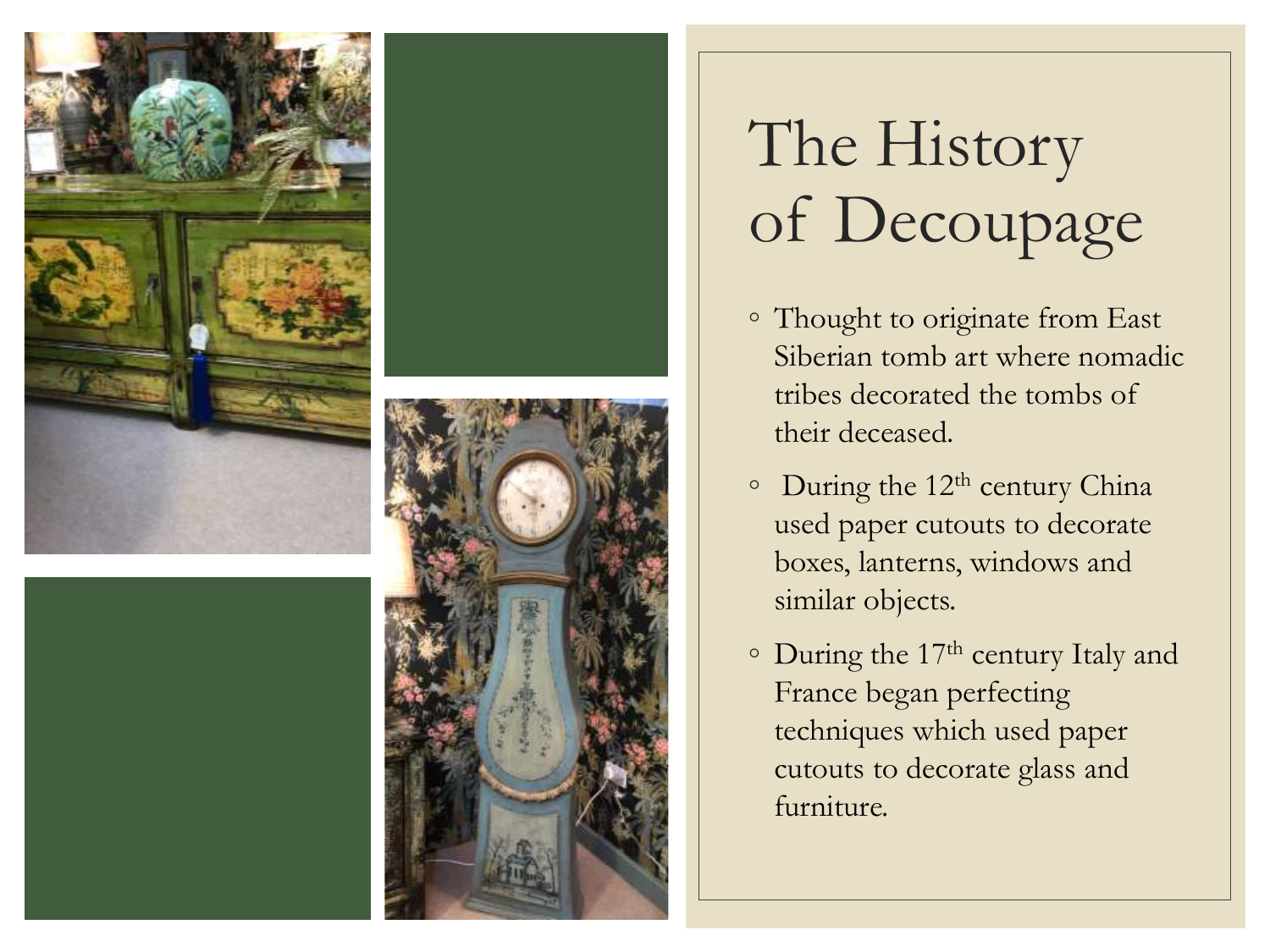# The History of Decoupage

- Thought to originate from East Siberian tomb art where nomadic tribes decorated the tombs of their deceased.
- During the 12th century China used paper cutouts to decorate boxes, lanterns, windows and similar objects.
- During the 17th century Italy and France began perfecting techniques which used paper cutouts to decorate glass and furniture.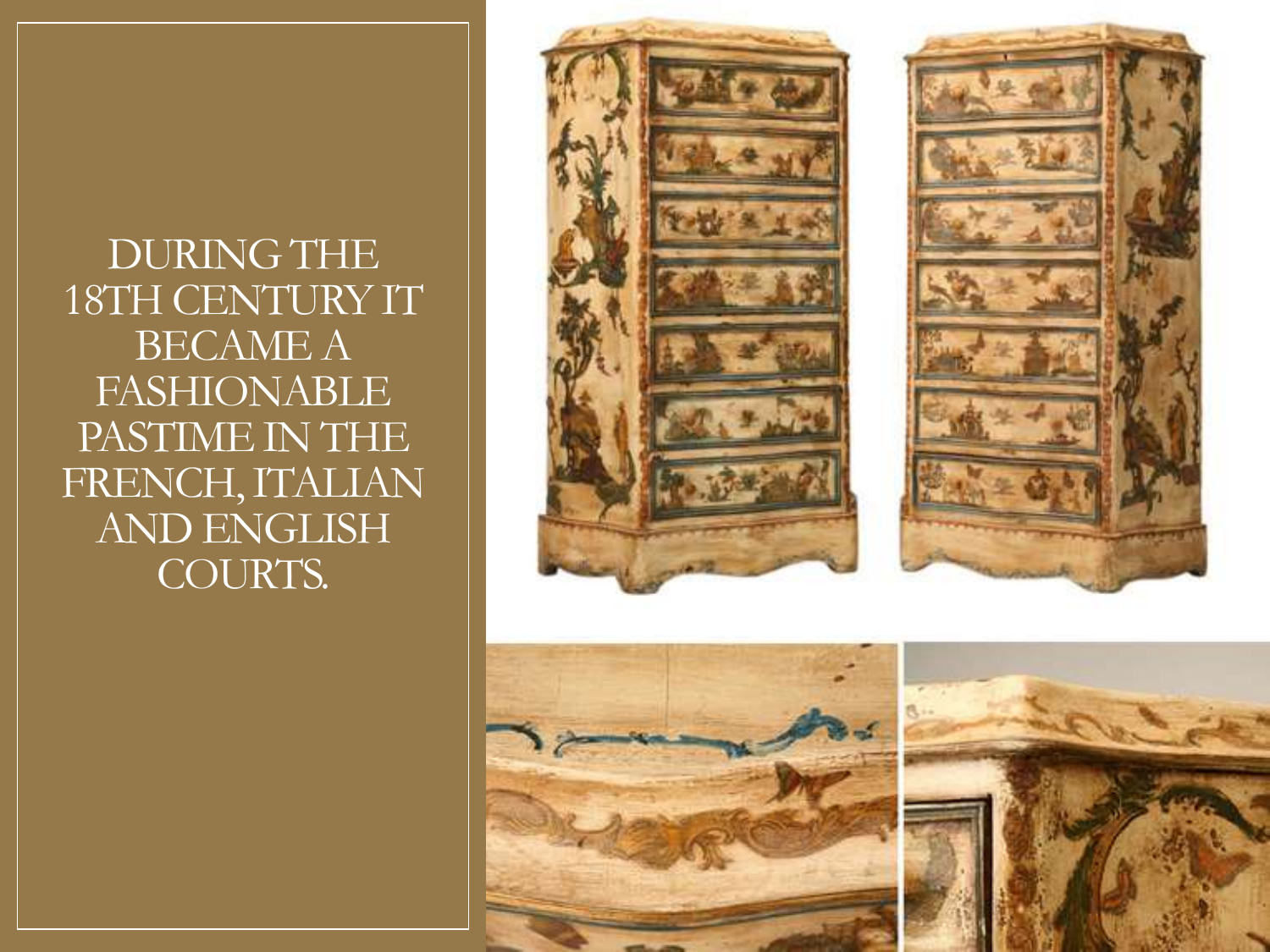DURING THE 18TH CENTURY IT BECAME A FASHIONABLE PASTIME IN THE FRENCH, ITALIAN AND ENGLISH COURTS.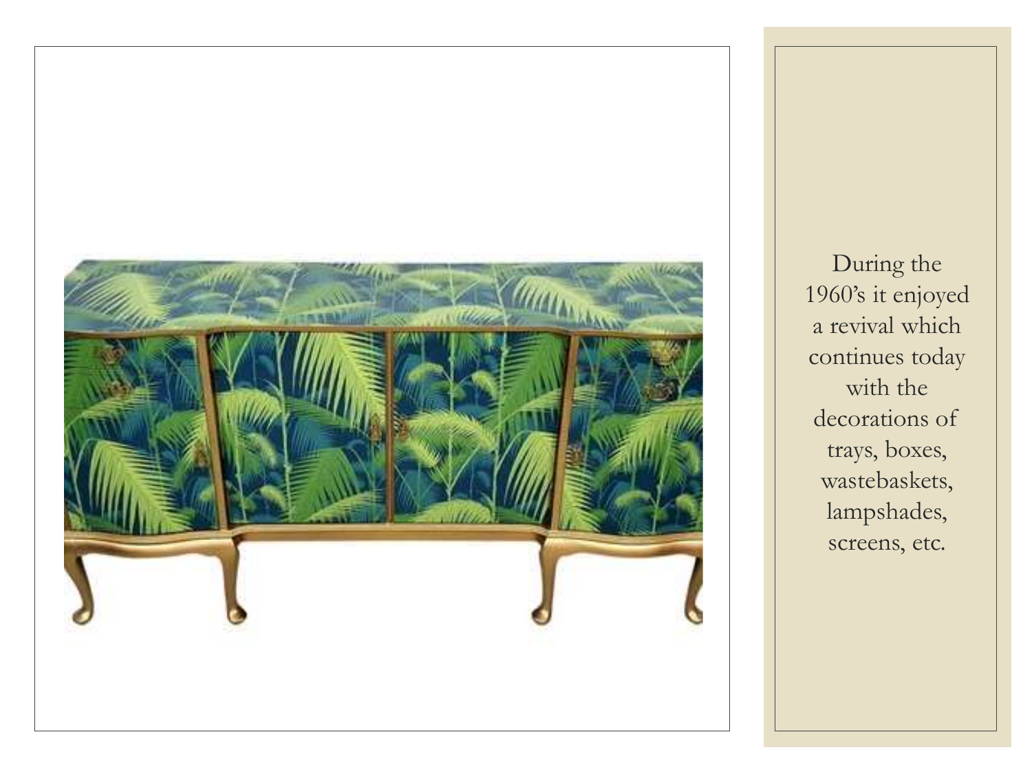During the 1960's it enjoyed a revival which continues today with the decorations of trays, boxes, wastebaskets, lampshades, screens, etc.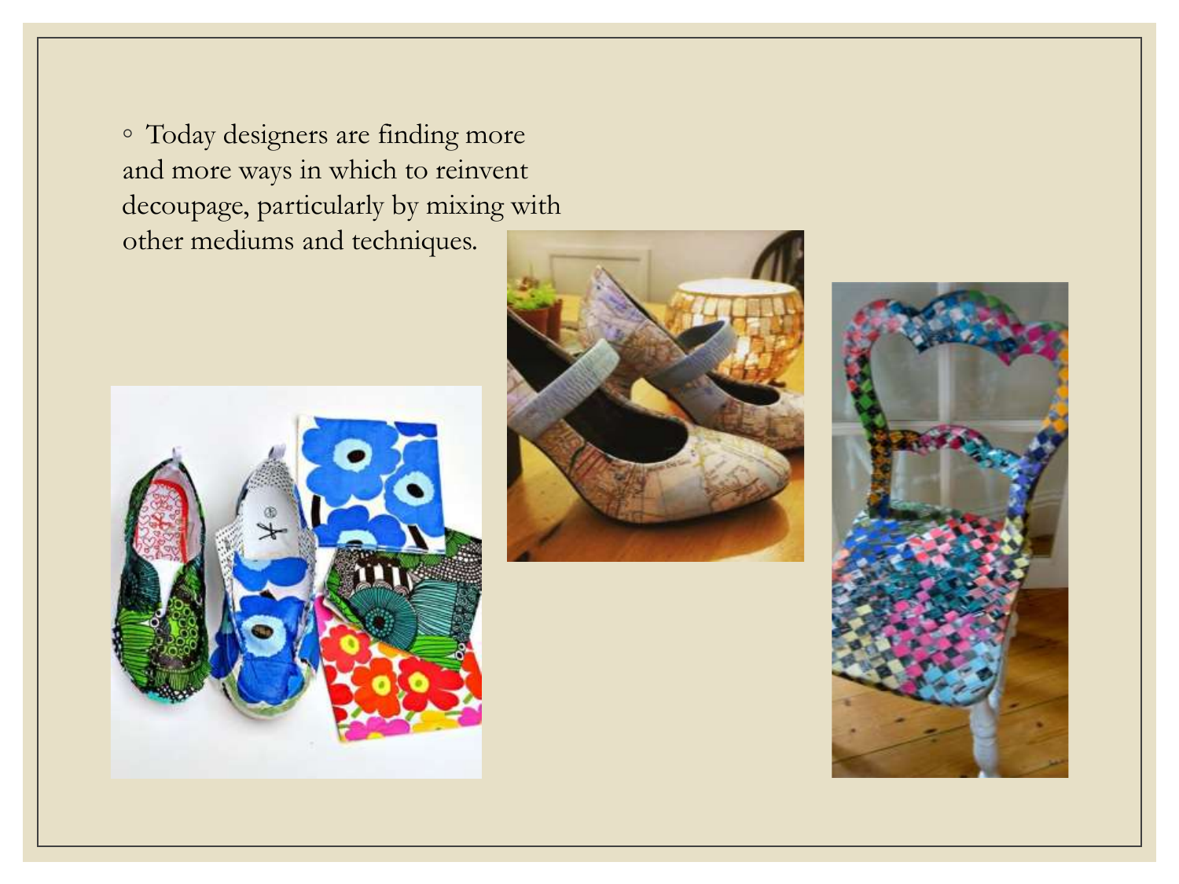- Today designers are finding more and more ways in which to reinvent decoupage, particularly by mixing with other mediums and techniques.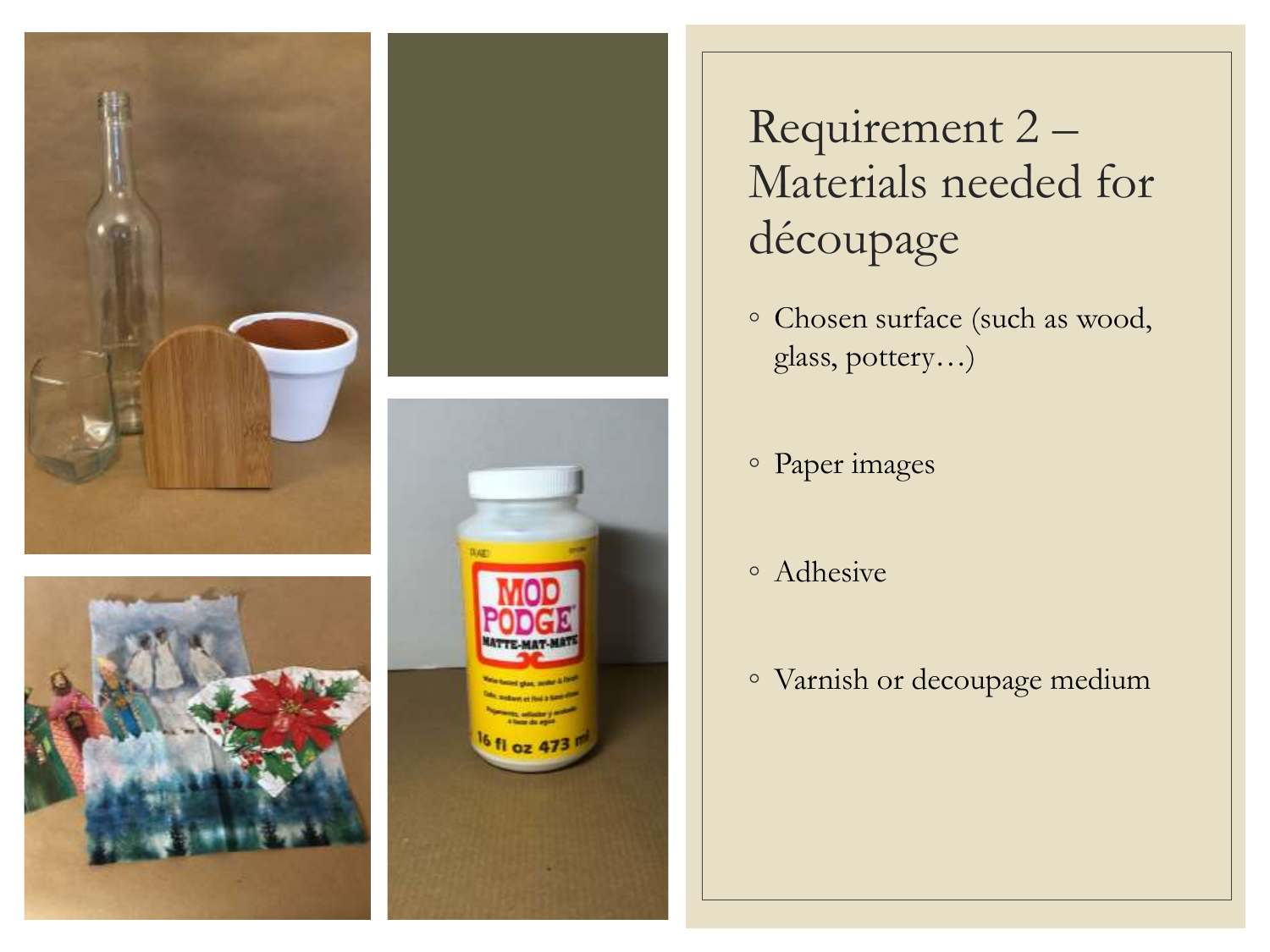# Requirement 2 – Materials needed for découpage

- Chosen surface (such as wood, glass, pottery…)
- Paper images
- Adhesive
- Varnish or decoupage medium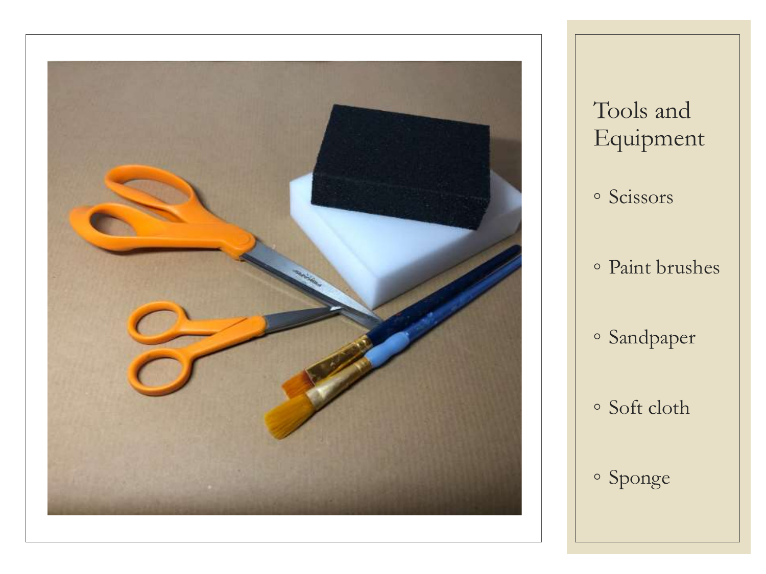# Tools and Equipment

- Scissors
- Paint brushes
- Sandpaper
- Soft cloth
- Sponge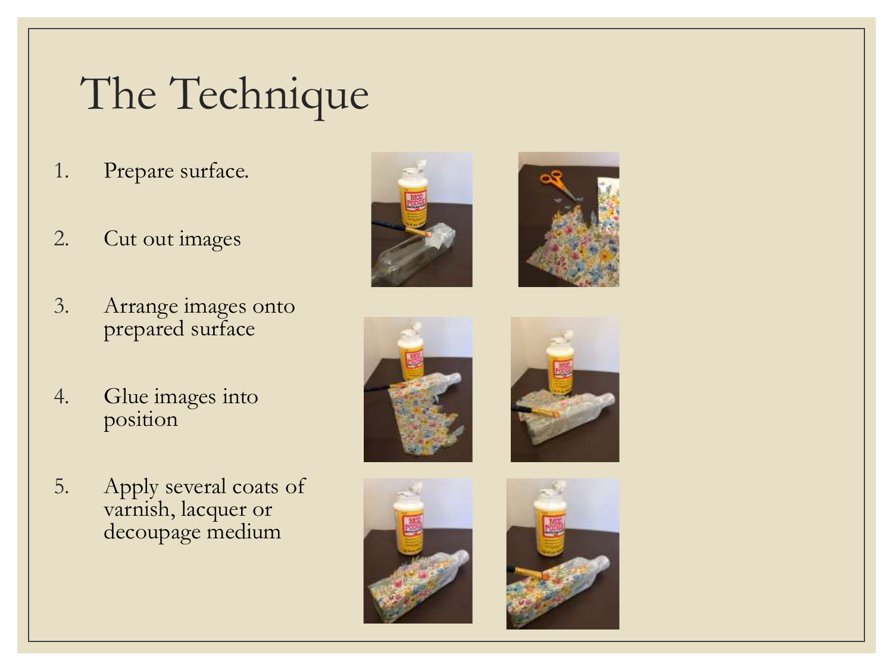# The Technique

1. Prepare surface.
2. Cut out images
3. Arrange images onto prepared surface
4. Glue images into position
5. Apply several coats of varnish, lacquer or decoupage medium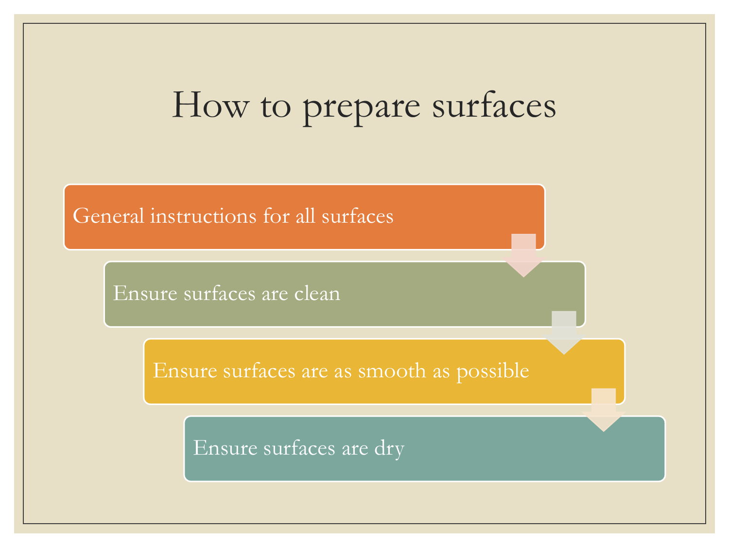# How to prepare surfaces

- General instructions for all surfaces
- Ensure surfaces are clean
- Ensure surfaces are as smooth as possible
- Ensure surfaces are dry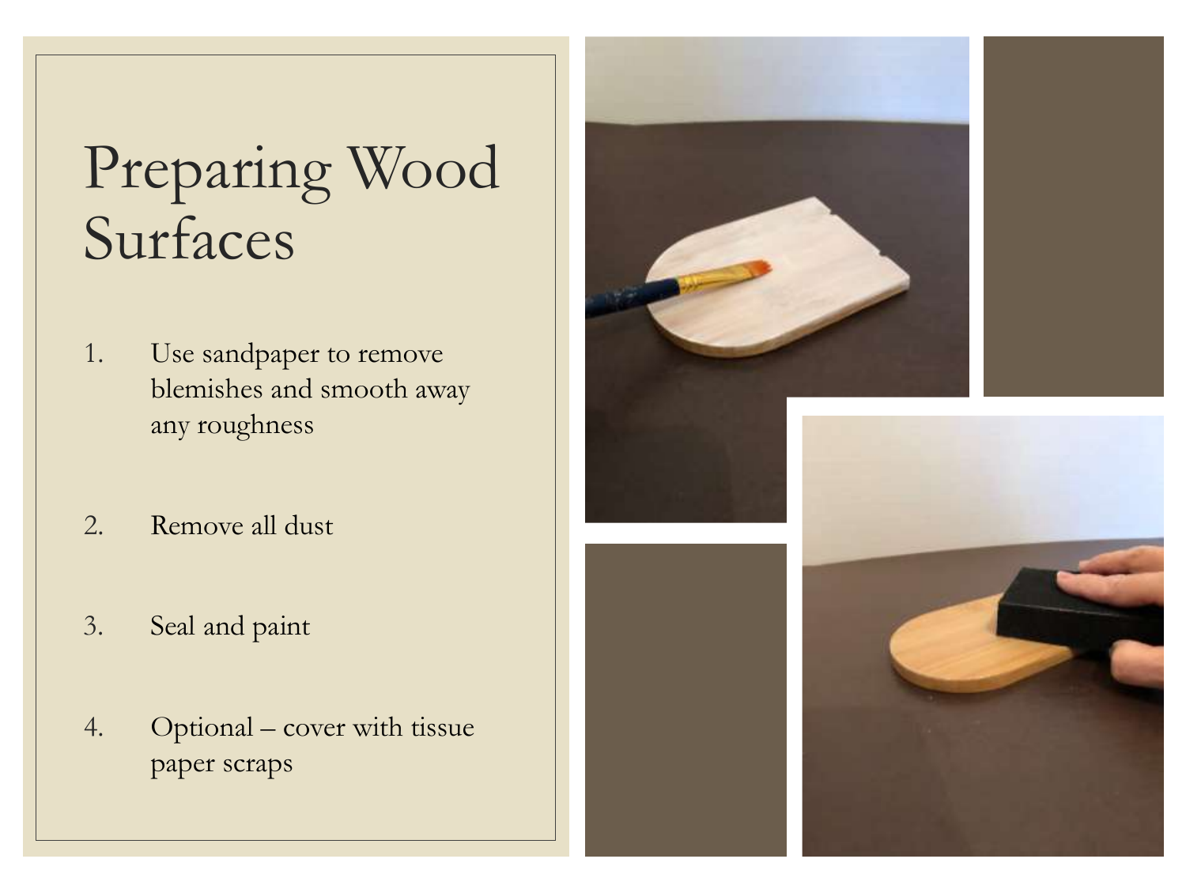# Preparing Wood Surfaces

1. Use sandpaper to remove blemishes and smooth away any roughness
2. Remove all dust
3. Seal and paint
4. Optional – cover with tissue paper scraps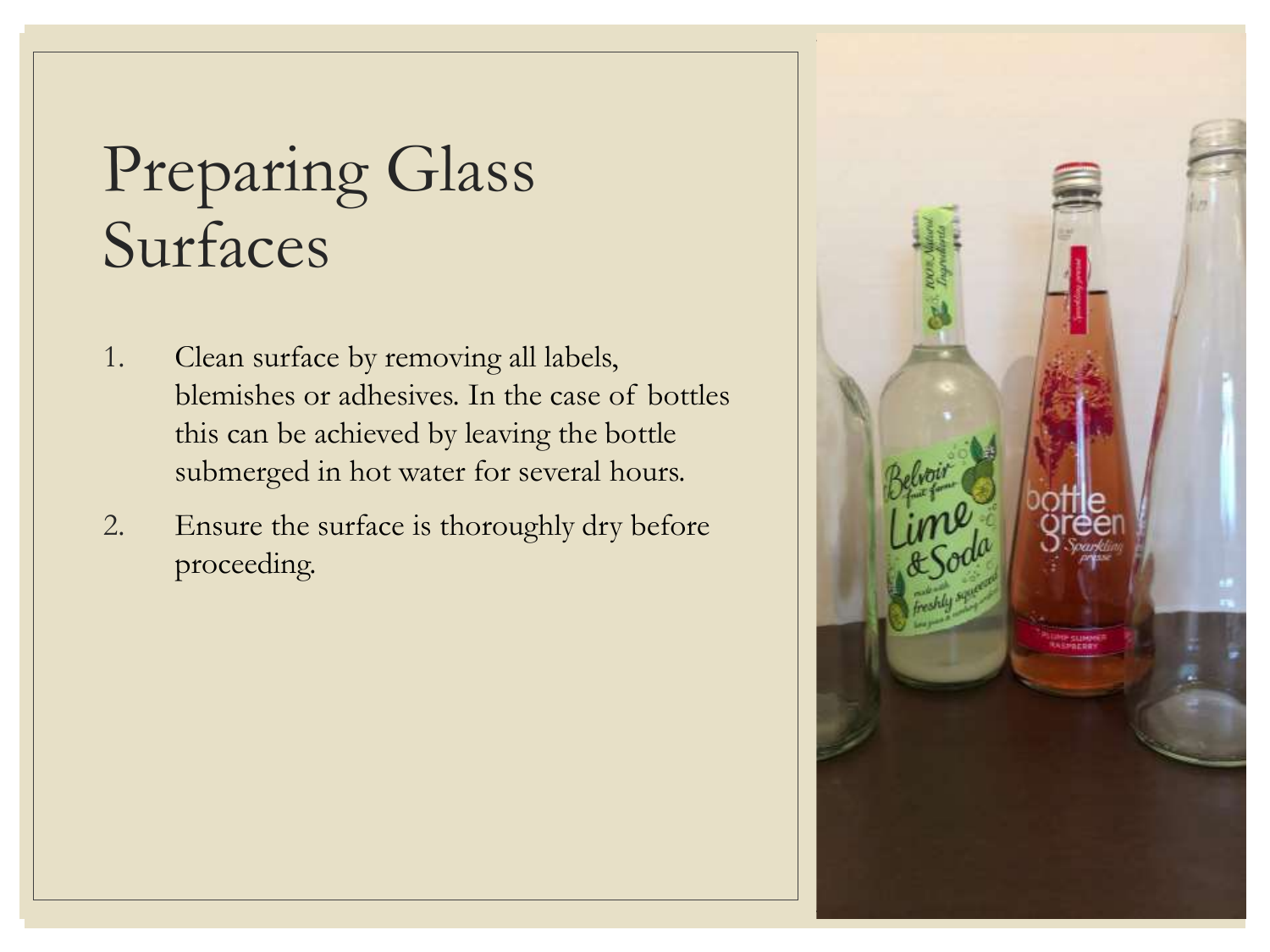# Preparing Glass Surfaces

1. Clean surface by removing all labels, blemishes or adhesives. In the case of bottles this can be achieved by leaving the bottle submerged in hot water for several hours.
2. Ensure the surface is thoroughly dry before proceeding.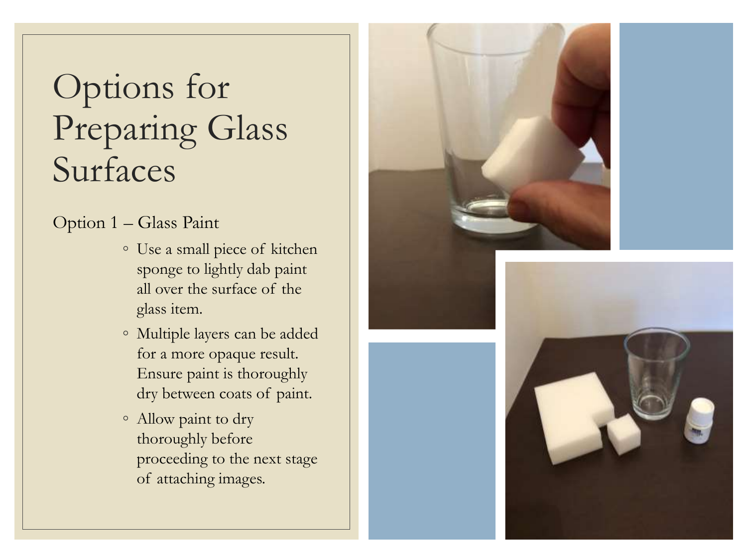# Options for Preparing Glass Surfaces

Option 1 – Glass Paint

- Use a small piece of kitchen sponge to lightly dab paint all over the surface of the glass item.
- Multiple layers can be added for a more opaque result. Ensure paint is thoroughly dry between coats of paint.
- Allow paint to dry thoroughly before proceeding to the next stage of attaching images.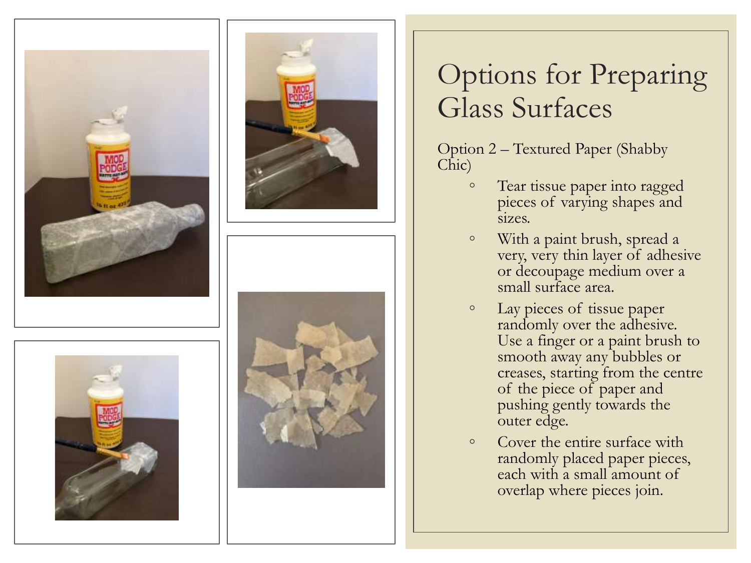# Options for Preparing Glass Surfaces

Option 2 – Textured Paper (Shabby Chic)

- Tear tissue paper into ragged pieces of varying shapes and sizes.
- With a paint brush, spread a very, very thin layer of adhesive or decoupage medium over a small surface area.
- Lay pieces of tissue paper randomly over the adhesive. Use a finger or a paint brush to smooth away any bubbles or creases, starting from the centre of the piece of paper and pushing gently towards the outer edge.
- Cover the entire surface with randomly placed paper pieces, each with a small amount of overlap where pieces join.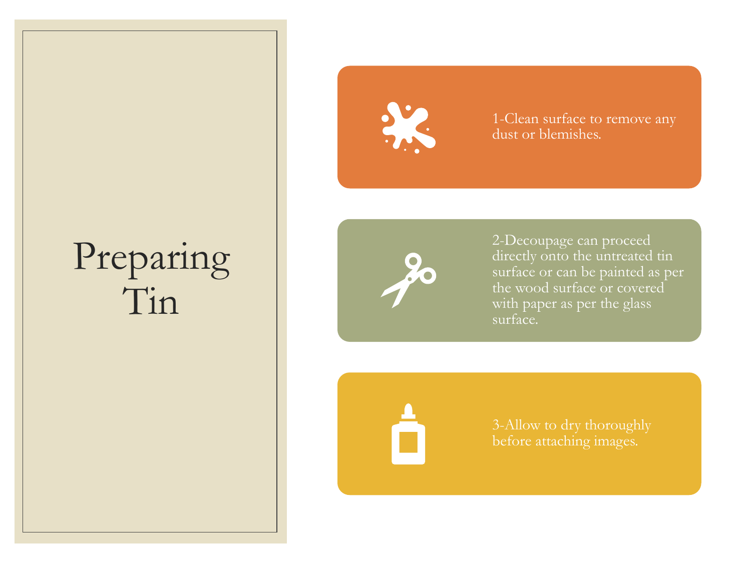# Preparing Tin

1-Clean surface to remove any dust or blemishes.

2-Decoupage can proceed directly onto the untreated tin surface or can be painted as per the wood surface or covered with paper as per the glass surface.

3-Allow to dry thoroughly before attaching images.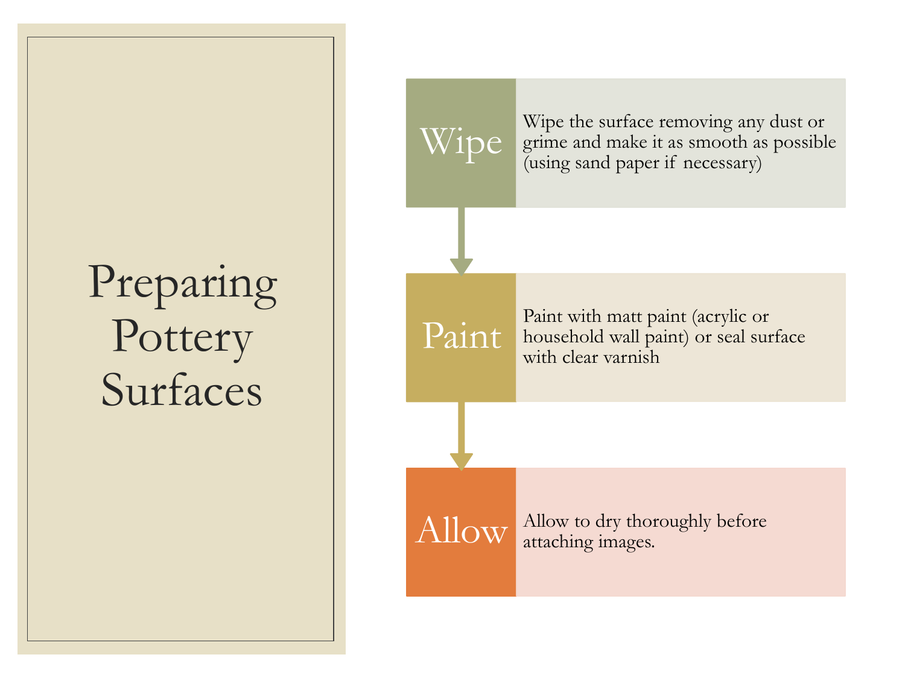# Preparing Pottery Surfaces

**Wipe**

Wipe the surface removing any dust or grime and make it as smooth as possible (using sand paper if necessary)

**Paint**

Paint with matt paint (acrylic or household wall paint) or seal surface with clear varnish

**Allow**

Allow to dry thoroughly before attaching images.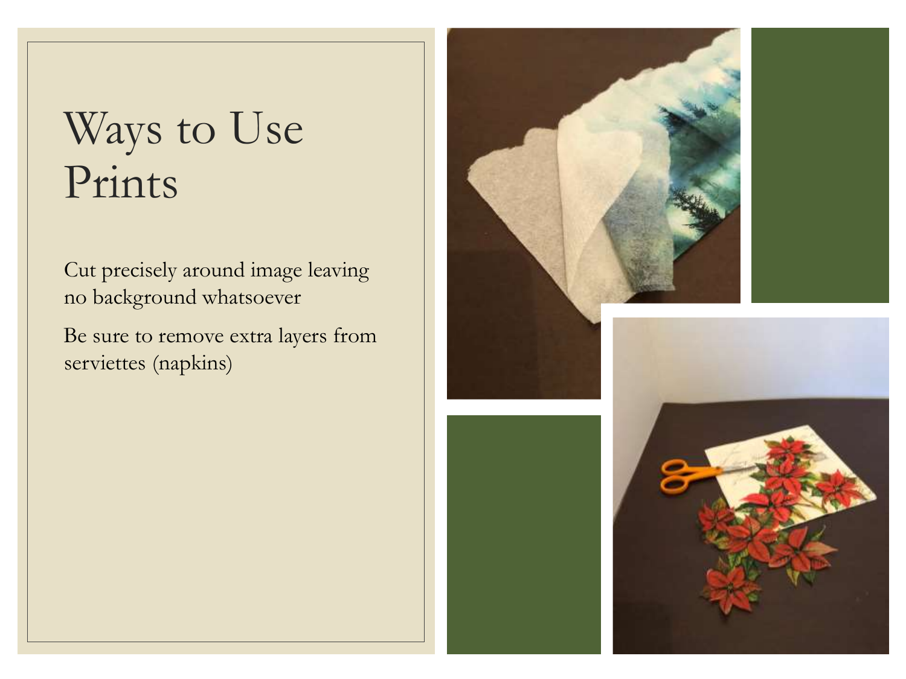# Ways to Use Prints

Cut precisely around image leaving no background whatsoever

Be sure to remove extra layers from serviettes (napkins)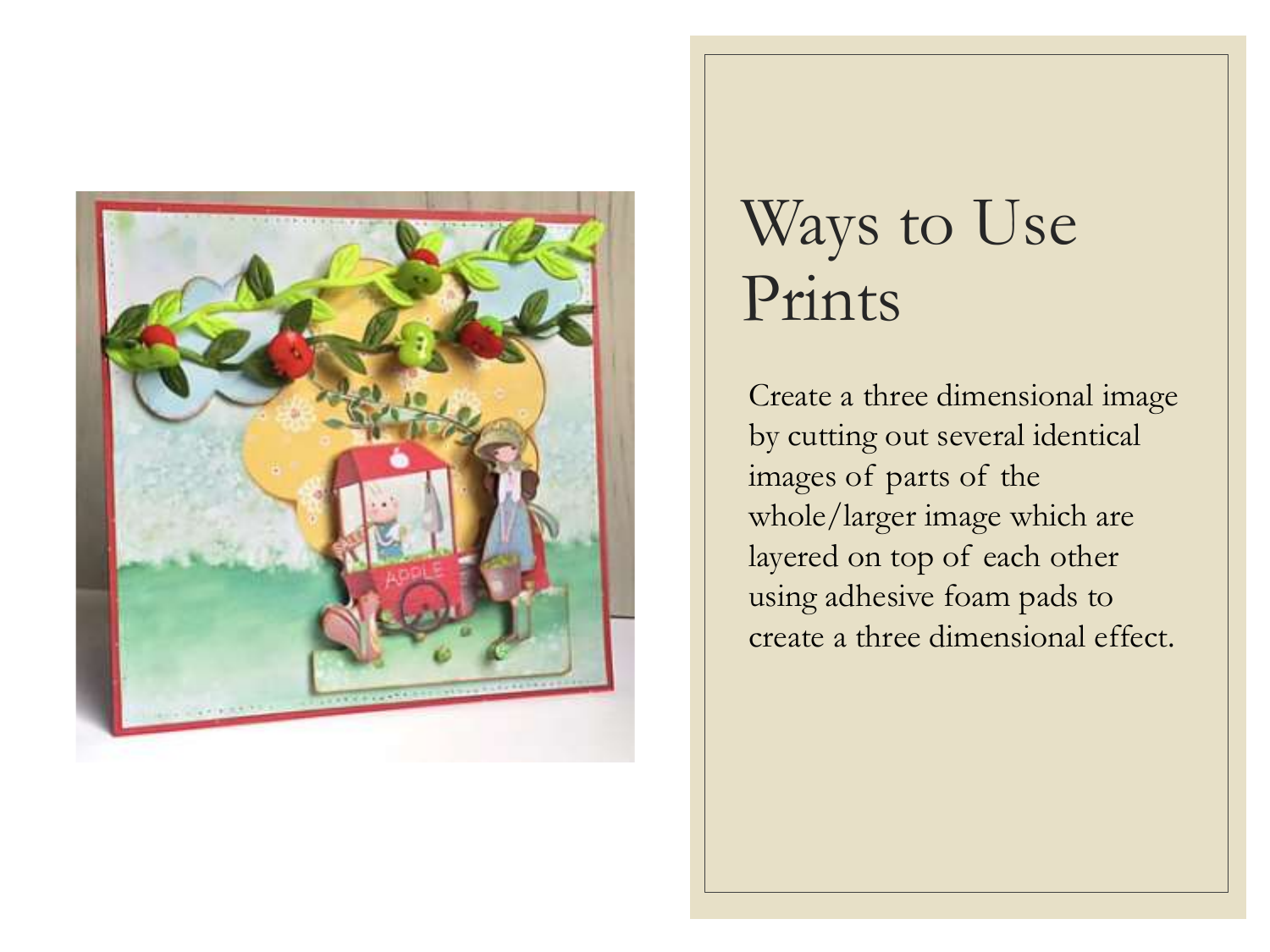# Ways to Use Prints

Create a three dimensional image by cutting out several identical images of parts of the whole/larger image which are layered on top of each other using adhesive foam pads to create a three dimensional effect.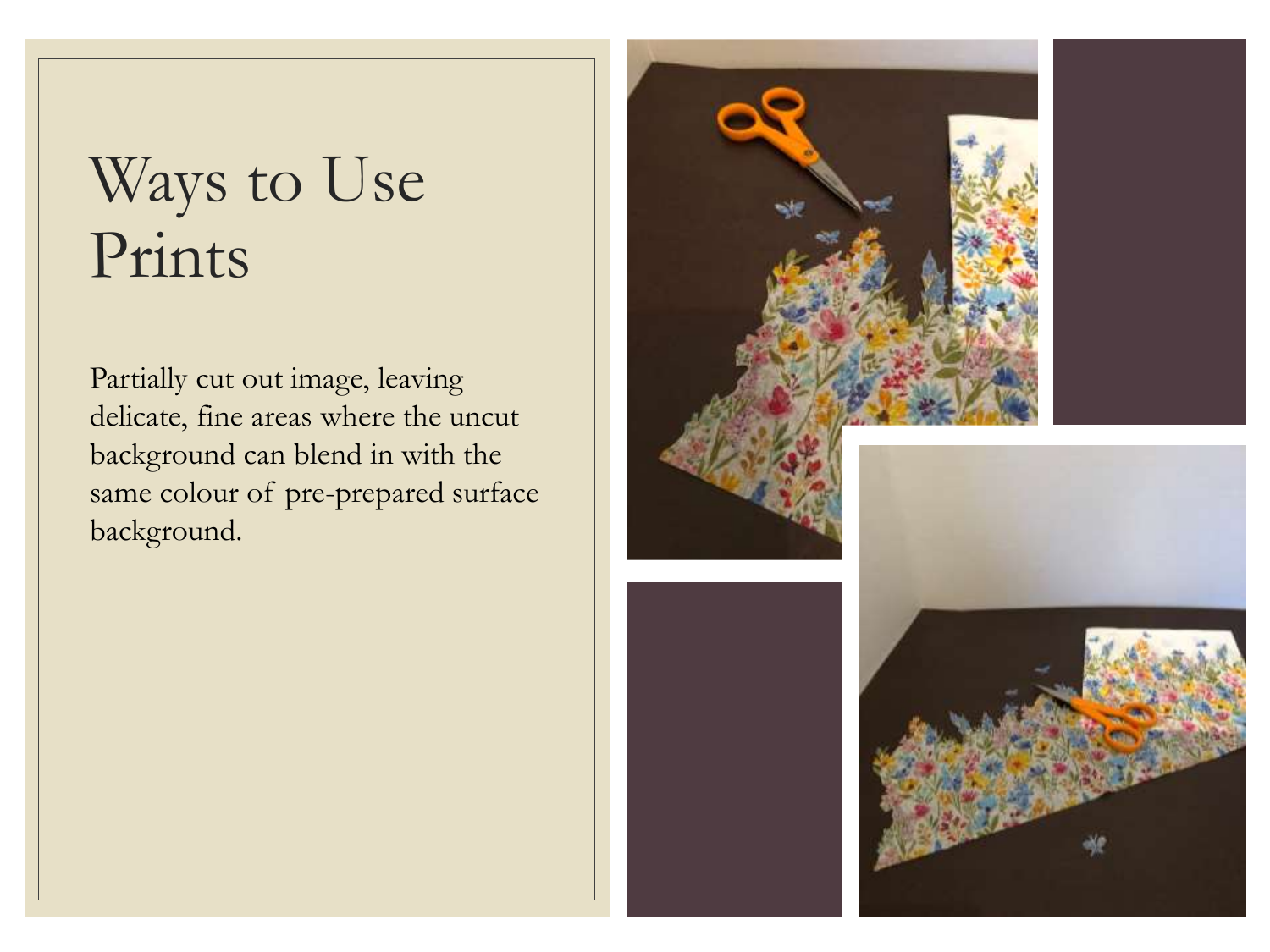# Ways to Use Prints

Partially cut out image, leaving delicate, fine areas where the uncut background can blend in with the same colour of pre-prepared surface background.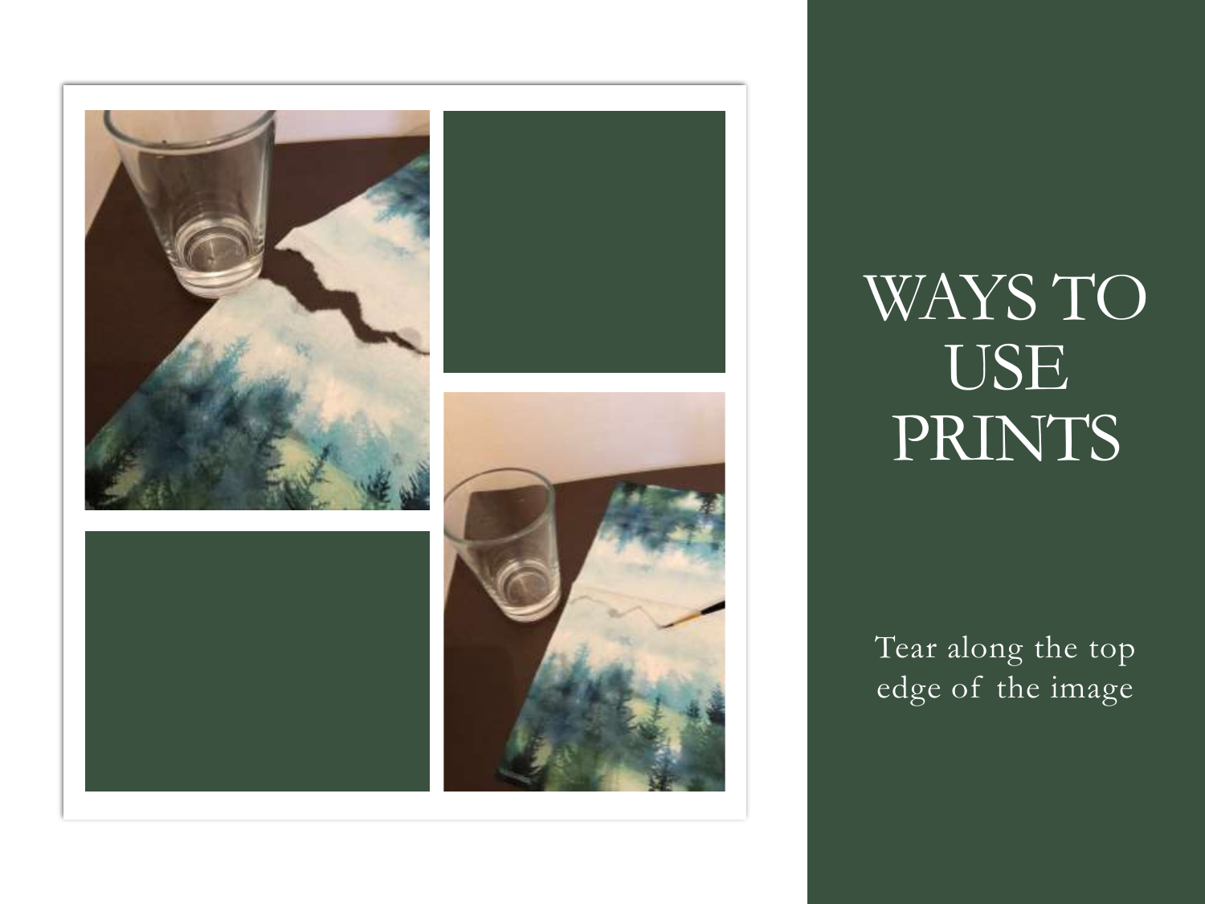# WAYS TO USE PRINTS

Tear along the top edge of the image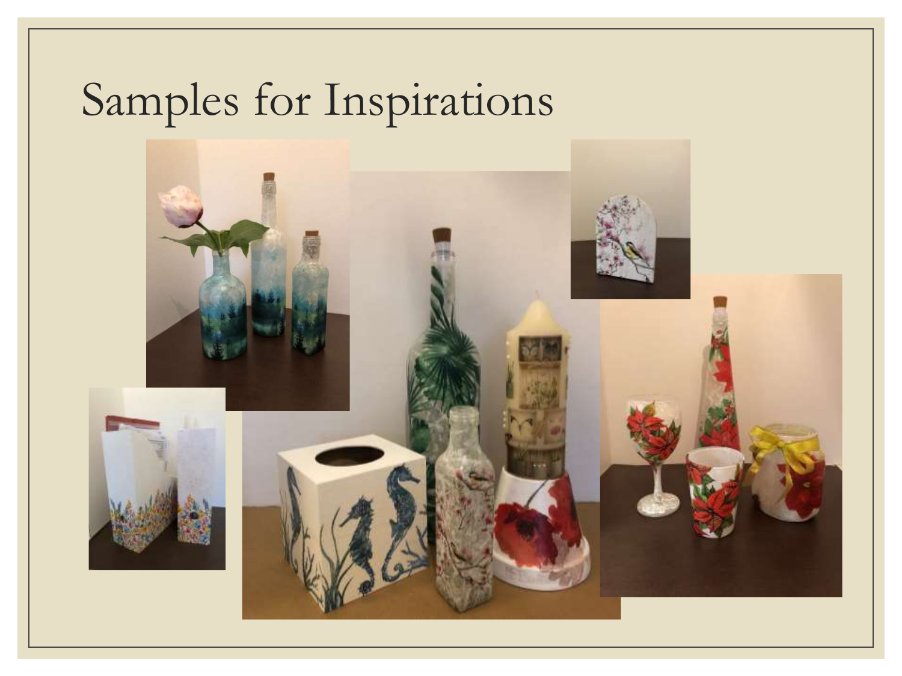# Samples for Inspirations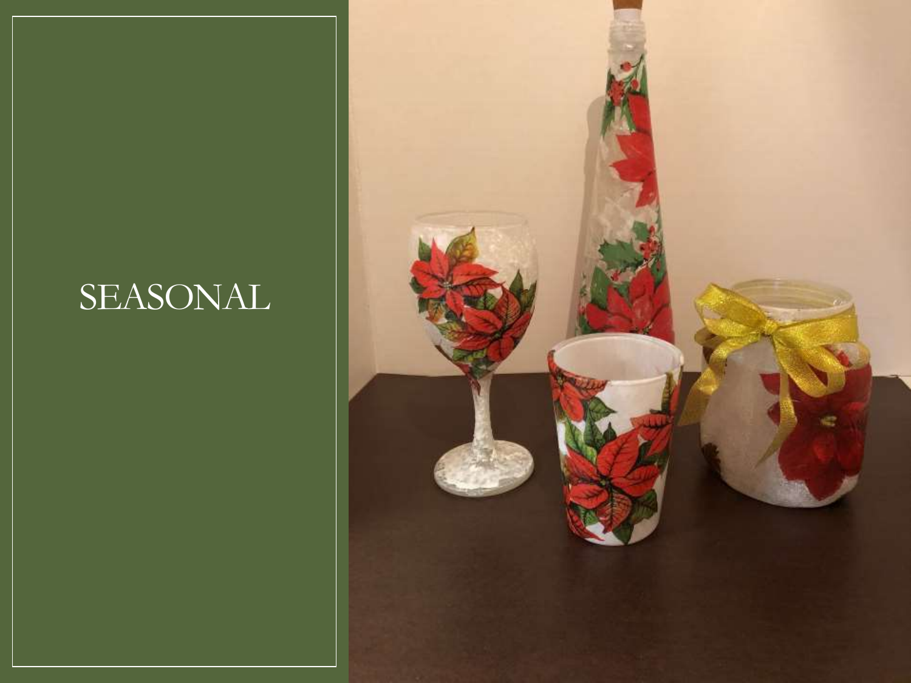# SEASONAL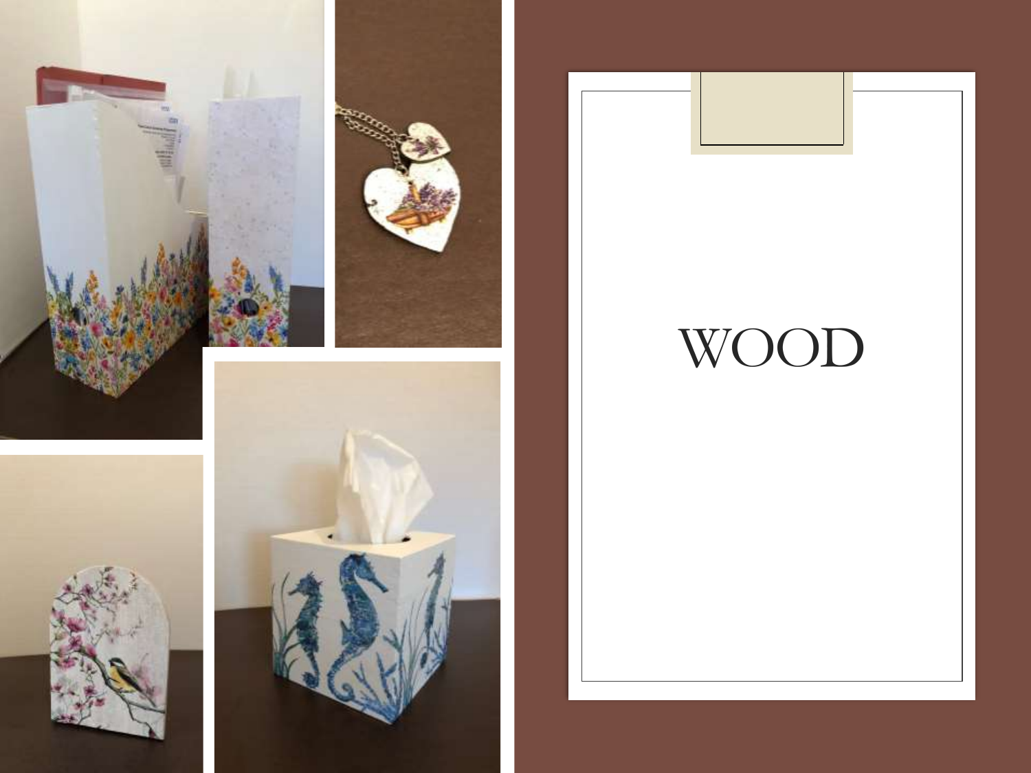# WOOD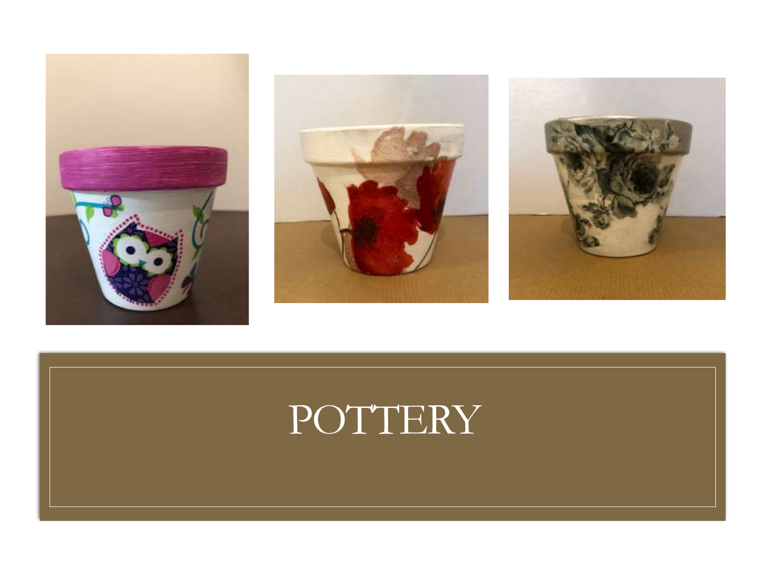# POTTERY